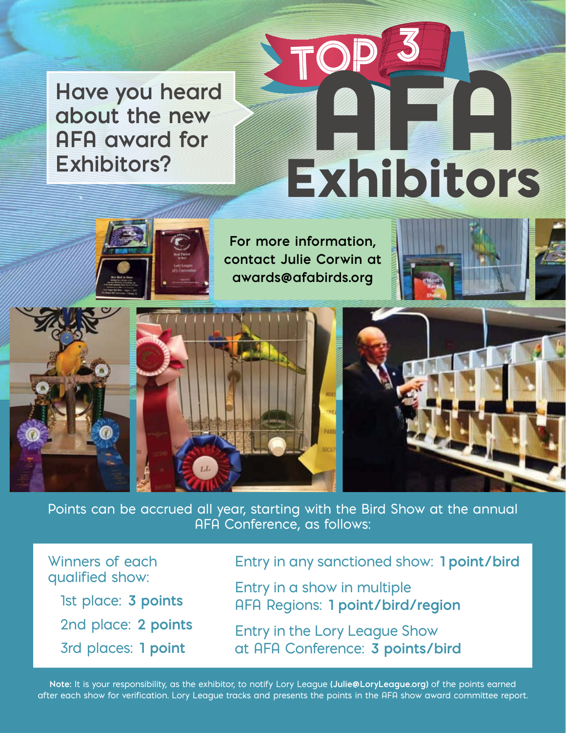# TOP 3 AFA Exhibitors

Have you heard about the new AFA award for Exhibitors?

For more information, contact Julie Corwin at awards@afabirds.org

Points can be accrued all year, starting with the Bird Show at the annual AFA Conference, as follows:

Winners of each qualified show:

- 1st place: **3 points**
- 2nd place: **2 points**
- 3rd places: **1 point**

Entry in any sanctioned show: **1 point/bird**

Entry in a show in multiple AFA Regions: **1 point/bird/region**

Entry in the Lory League Show at AFA Conference: **3 points/bird**

**Note:** It is your responsibility, as the exhibitor, to notify Lory League **(Julie@LoryLeague.org)** of the points earned after each show for verification. Lory League tracks and presents the points in the AFA show award committee report.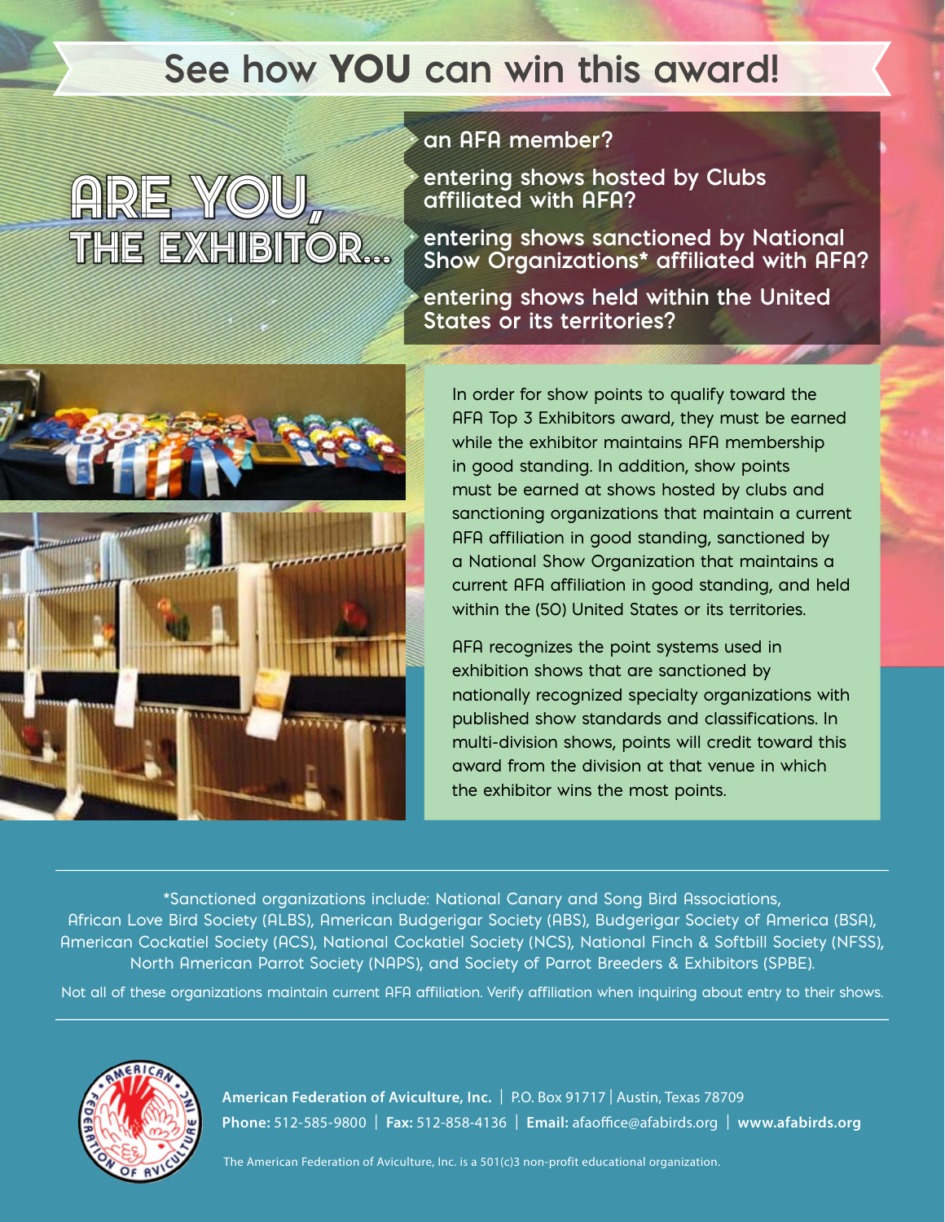# See how YOU can win this award!

## ARE YOU, THE EXHIBITOR...

- an AFA member?
- entering shows hosted by Clubs affiliated with AFA?
- entering shows sanctioned by National Show Organizations* affiliated with AFA?
- entering shows held within the United States or its territories?

In order for show points to qualify toward the AFA Top 3 Exhibitors award, they must be earned while the exhibitor maintains AFA membership in good standing. In addition, show points must be earned at shows hosted by clubs and sanctioning organizations that maintain a current AFA affiliation in good standing, sanctioned by a National Show Organization that maintains a current AFA affiliation in good standing, and held within the (50) United States or its territories.

AFA recognizes the point systems used in exhibition shows that are sanctioned by nationally recognized specialty organizations with published show standards and classifications. In multi-division shows, points will credit toward this award from the division at that venue in which the exhibitor wins the most points.

*Sanctioned organizations include: National Canary and Song Bird Associations, African Love Bird Society (ALBS), American Budgerigar Society (ABS), Budgerigar Society of America (BSA), American Cockatiel Society (ACS), National Cockatiel Society (NCS), National Finch & Softbill Society (NFSS), North American Parrot Society (NAPS), and Society of Parrot Breeders & Exhibitors (SPBE).

Not all of these organizations maintain current AFA affiliation. Verify affiliation when inquiring about entry to their shows.

**American Federation of Aviculture, Inc.** | P.O. Box 91717 | Austin, Texas 78709
**Phone:** 512-585-9800 | **Fax:** 512-858-4136 | **Email:** afaoffice@afabirds.org | **www.afabirds.org**

The American Federation of Aviculture, Inc. is a 501(c)3 non-profit educational organization.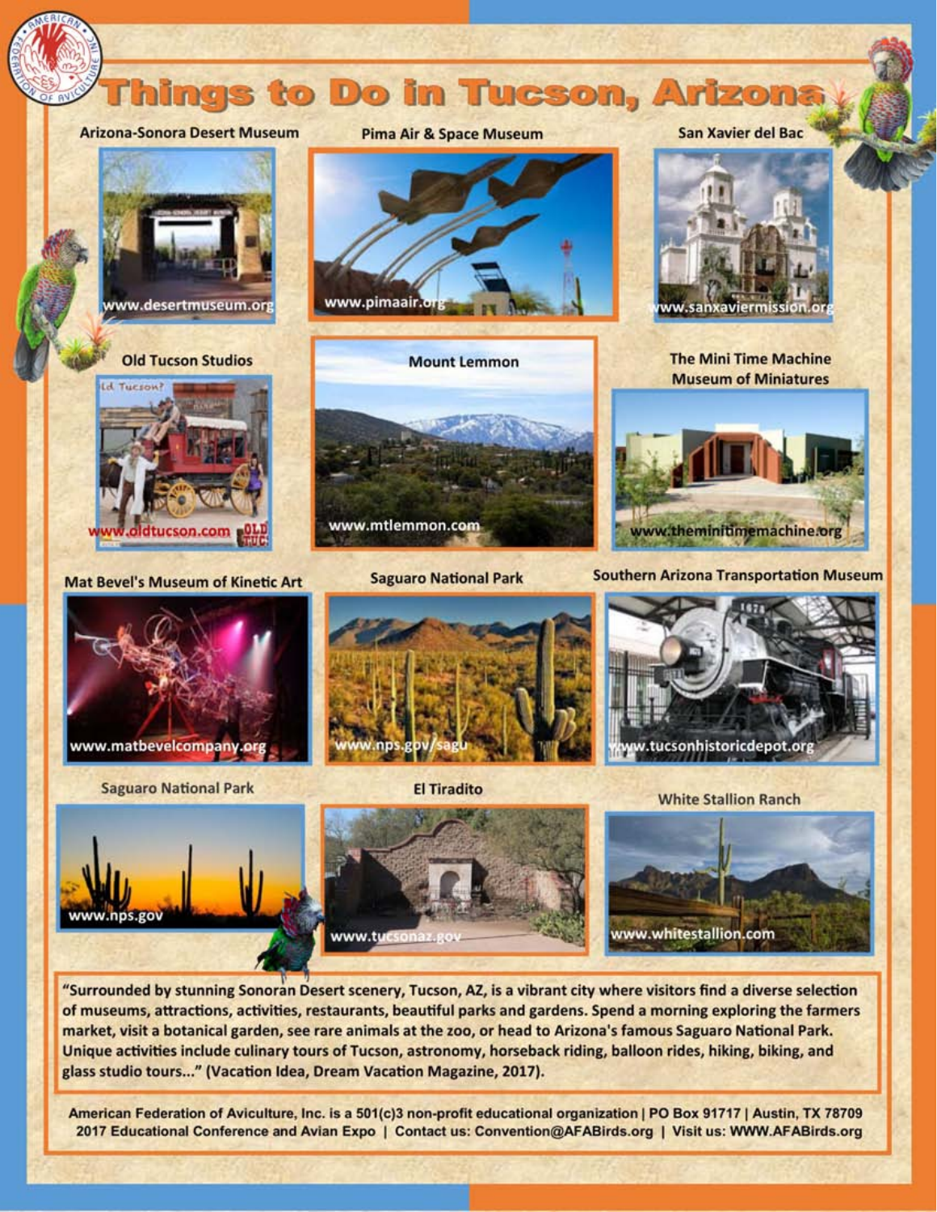# Things to Do in Tucson, Arizona

**Arizona-Sonora Desert Museum**
www.desertmuseum.org

**Pima Air & Space Museum**
www.pimaair.org

**San Xavier del Bac**
www.sanxaviermission.org

**Old Tucson Studios**
www.oldtucson.com

**Mount Lemmon**
www.mtlemmon.com

**The Mini Time Machine Museum of Miniatures**
www.theminitimemachine.org

**Mat Bevel's Museum of Kinetic Art**
www.matbevelcompany.org

**Saguaro National Park**
www.nps.gov/sagu

**Southern Arizona Transportation Museum**
www.tucsonhistoricdepot.org

**Saguaro National Park**
www.nps.gov

**El Tiradito**
www.tucsonaz.gov

**White Stallion Ranch**
www.whitestallion.com

**"Surrounded by stunning Sonoran Desert scenery, Tucson, AZ, is a vibrant city where visitors find a diverse selection of museums, attractions, activities, restaurants, beautiful parks and gardens. Spend a morning exploring the farmers market, visit a botanical garden, see rare animals at the zoo, or head to Arizona's famous Saguaro National Park. Unique activities include culinary tours of Tucson, astronomy, horseback riding, balloon rides, hiking, biking, and glass studio tours..." (Vacation Idea, Dream Vacation Magazine, 2017).**

American Federation of Aviculture, Inc. is a 501(c)3 non-profit educational organization | PO Box 91717 | Austin, TX 78709
2017 Educational Conference and Avian Expo | Contact us: Convention@AFABirds.org | Visit us: WWW.AFABirds.org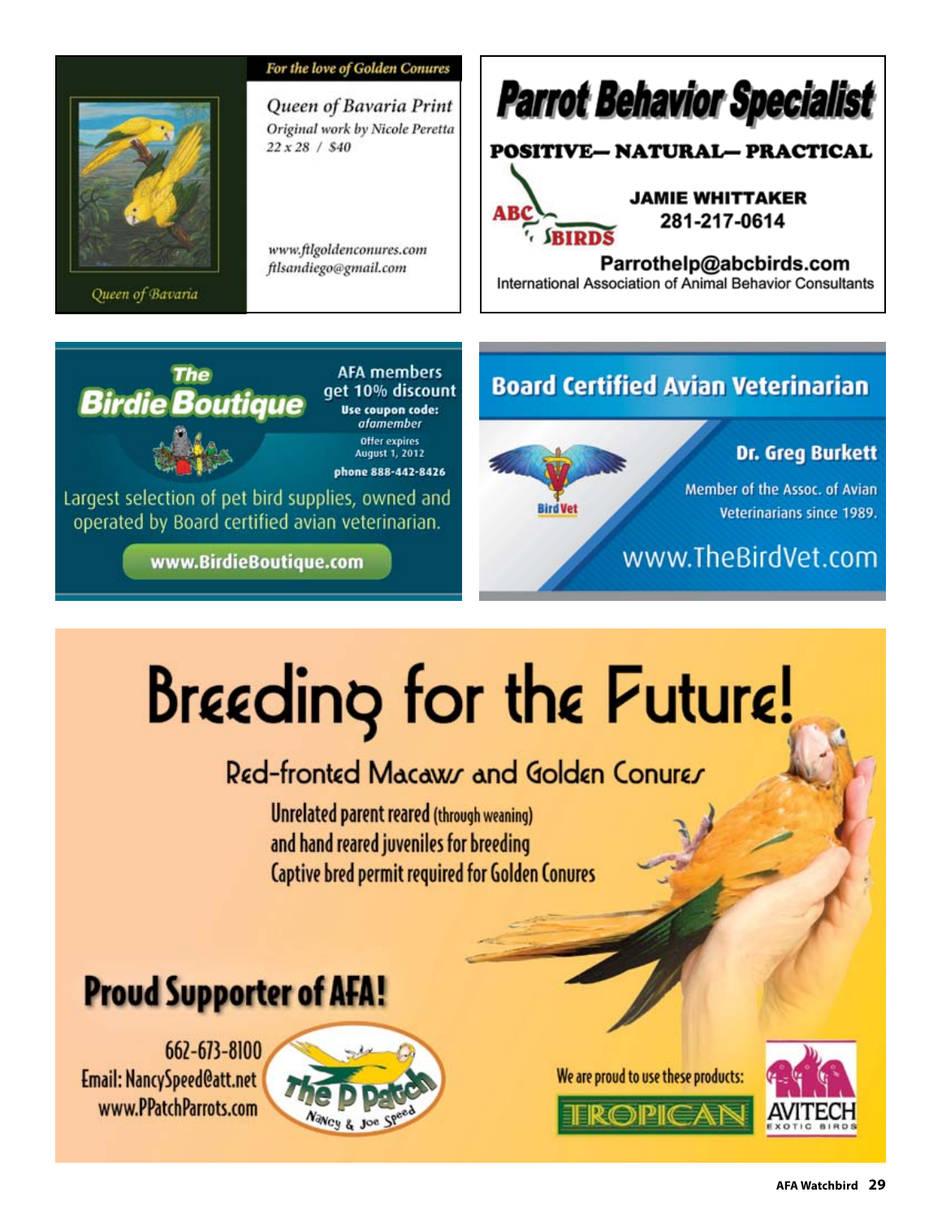*For the love of Golden Conures*

*Queen of Bavaria Print*

*Original work by Nicole Peretta*

*22 x 28 / $40*

*www.ftlgoldenconures.com*

*ftlsandiego@gmail.com*

*Queen of Bavaria*

# Parrot Behavior Specialist

**POSITIVE— NATURAL— PRACTICAL**

ABC BIRDS

**JAMIE WHITTAKER**

**281-217-0614**

**Parrothelp@abcbirds.com**

International Association of Animal Behavior Consultants

## The Birdie Boutique

AFA members get 10% discount

**Use coupon code:** *afamember*

Offer expires August 1, 2012

**phone 888-442-8426**

Largest selection of pet bird supplies, owned and operated by Board certified avian veterinarian.

**www.BirdieBoutique.com**

## Board Certified Avian Veterinarian

Bird Vet

**Dr. Greg Burkett**

Member of the Assoc. of Avian Veterinarians since 1989.

www.TheBirdVet.com

# Breeding for the Future!

## Red-fronted Macaws and Golden Conures

Unrelated parent reared (through weaning) and hand reared juveniles for breeding

Captive bred permit required for Golden Conures

**Proud Supporter of AFA!**

662-673-8100

Email: NancySpeed@att.net

www.PPatchParrots.com

The P Patch — Nancy & Joe Speed

We are proud to use these products:

TROPICAN

AVITECH EXOTIC BIRDS